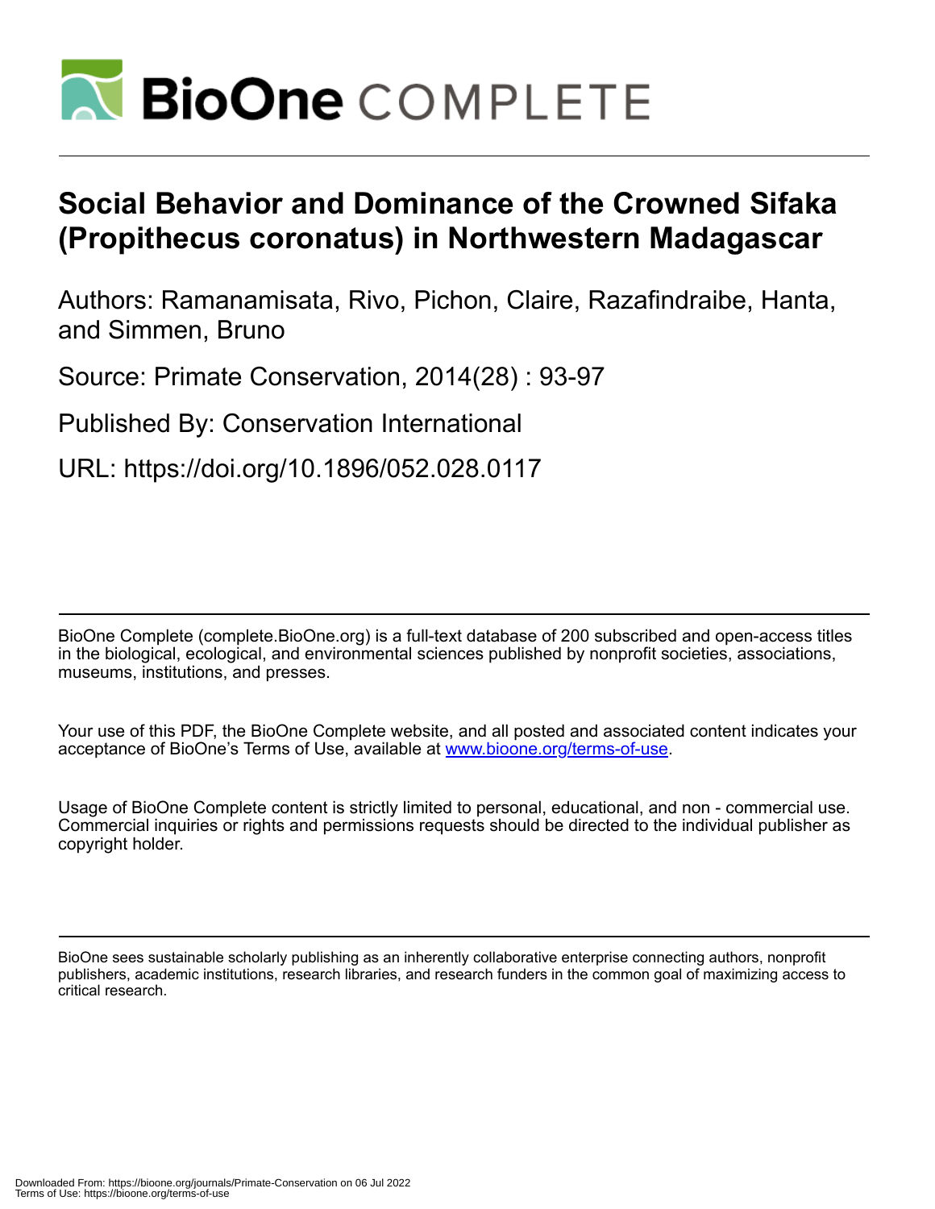# Social Behavior and Dominance of the Crowned Sifaka (Propithecus coronatus) in Northwestern Madagascar

Authors: Ramanamisata, Rivo, Pichon, Claire, Razafindraibe, Hanta, and Simmen, Bruno

Source: Primate Conservation, 2014(28) : 93-97

Published By: Conservation International

URL: https://doi.org/10.1896/052.028.0117

BioOne Complete (complete.BioOne.org) is a full-text database of 200 subscribed and open-access titles in the biological, ecological, and environmental sciences published by nonprofit societies, associations, museums, institutions, and presses.

Your use of this PDF, the BioOne Complete website, and all posted and associated content indicates your acceptance of BioOne's Terms of Use, available at www.bioone.org/terms-of-use.

Usage of BioOne Complete content is strictly limited to personal, educational, and non - commercial use. Commercial inquiries or rights and permissions requests should be directed to the individual publisher as copyright holder.

BioOne sees sustainable scholarly publishing as an inherently collaborative enterprise connecting authors, nonprofit publishers, academic institutions, research libraries, and research funders in the common goal of maximizing access to critical research.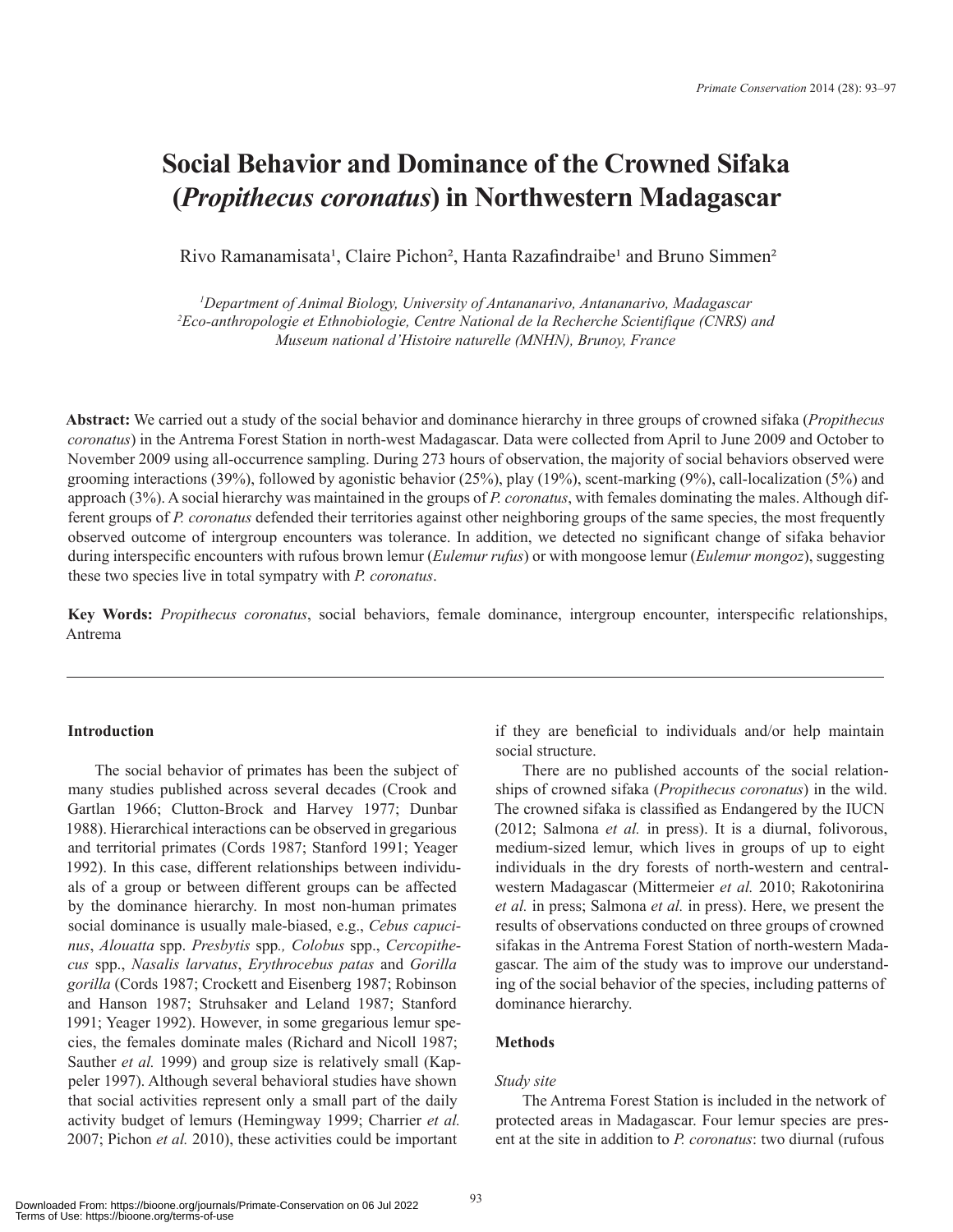# Social Behavior and Dominance of the Crowned Sifaka (*Propithecus coronatus*) in Northwestern Madagascar

Rivo Ramanamisata[1], Claire Pichon[2], Hanta Razafindraibe[1] and Bruno Simmen[2]

[1]*Department of Animal Biology, University of Antananarivo, Antananarivo, Madagascar*
[2]*Eco-anthropologie et Ethnobiologie, Centre National de la Recherche Scientifique (CNRS) and Museum national d'Histoire naturelle (MNHN), Brunoy, France*

**Abstract:** We carried out a study of the social behavior and dominance hierarchy in three groups of crowned sifaka (*Propithecus coronatus*) in the Antrema Forest Station in north-west Madagascar. Data were collected from April to June 2009 and October to November 2009 using all-occurrence sampling. During 273 hours of observation, the majority of social behaviors observed were grooming interactions (39%), followed by agonistic behavior (25%), play (19%), scent-marking (9%), call-localization (5%) and approach (3%). A social hierarchy was maintained in the groups of *P. coronatus*, with females dominating the males. Although different groups of *P. coronatus* defended their territories against other neighboring groups of the same species, the most frequently observed outcome of intergroup encounters was tolerance. In addition, we detected no significant change of sifaka behavior during interspecific encounters with rufous brown lemur (*Eulemur rufus*) or with mongoose lemur (*Eulemur mongoz*), suggesting these two species live in total sympatry with *P. coronatus*.

**Key Words:** *Propithecus coronatus*, social behaviors, female dominance, intergroup encounter, interspecific relationships, Antrema

## Introduction

The social behavior of primates has been the subject of many studies published across several decades (Crook and Gartlan 1966; Clutton-Brock and Harvey 1977; Dunbar 1988). Hierarchical interactions can be observed in gregarious and territorial primates (Cords 1987; Stanford 1991; Yeager 1992). In this case, different relationships between individuals of a group or between different groups can be affected by the dominance hierarchy. In most non-human primates social dominance is usually male-biased, e.g., *Cebus capucinus*, *Alouatta* spp. *Presbytis* spp*.*, *Colobus* spp., *Cercopithecus* spp., *Nasalis larvatus*, *Erythrocebus patas* and *Gorilla gorilla* (Cords 1987; Crockett and Eisenberg 1987; Robinson and Hanson 1987; Struhsaker and Leland 1987; Stanford 1991; Yeager 1992). However, in some gregarious lemur species, the females dominate males (Richard and Nicoll 1987; Sauther *et al.* 1999) and group size is relatively small (Kappeler 1997). Although several behavioral studies have shown that social activities represent only a small part of the daily activity budget of lemurs (Hemingway 1999; Charrier *et al.* 2007; Pichon *et al.* 2010), these activities could be important if they are beneficial to individuals and/or help maintain social structure.

There are no published accounts of the social relationships of crowned sifaka (*Propithecus coronatus*) in the wild. The crowned sifaka is classified as Endangered by the IUCN (2012; Salmona *et al.* in press). It is a diurnal, folivorous, medium-sized lemur, which lives in groups of up to eight individuals in the dry forests of north-western and central-western Madagascar (Mittermeier *et al.* 2010; Rakotonirina *et al.* in press; Salmona *et al.* in press). Here, we present the results of observations conducted on three groups of crowned sifakas in the Antrema Forest Station of north-western Madagascar. The aim of the study was to improve our understanding of the social behavior of the species, including patterns of dominance hierarchy.

## Methods

### *Study site*

The Antrema Forest Station is included in the network of protected areas in Madagascar. Four lemur species are present at the site in addition to *P. coronatus*: two diurnal (rufous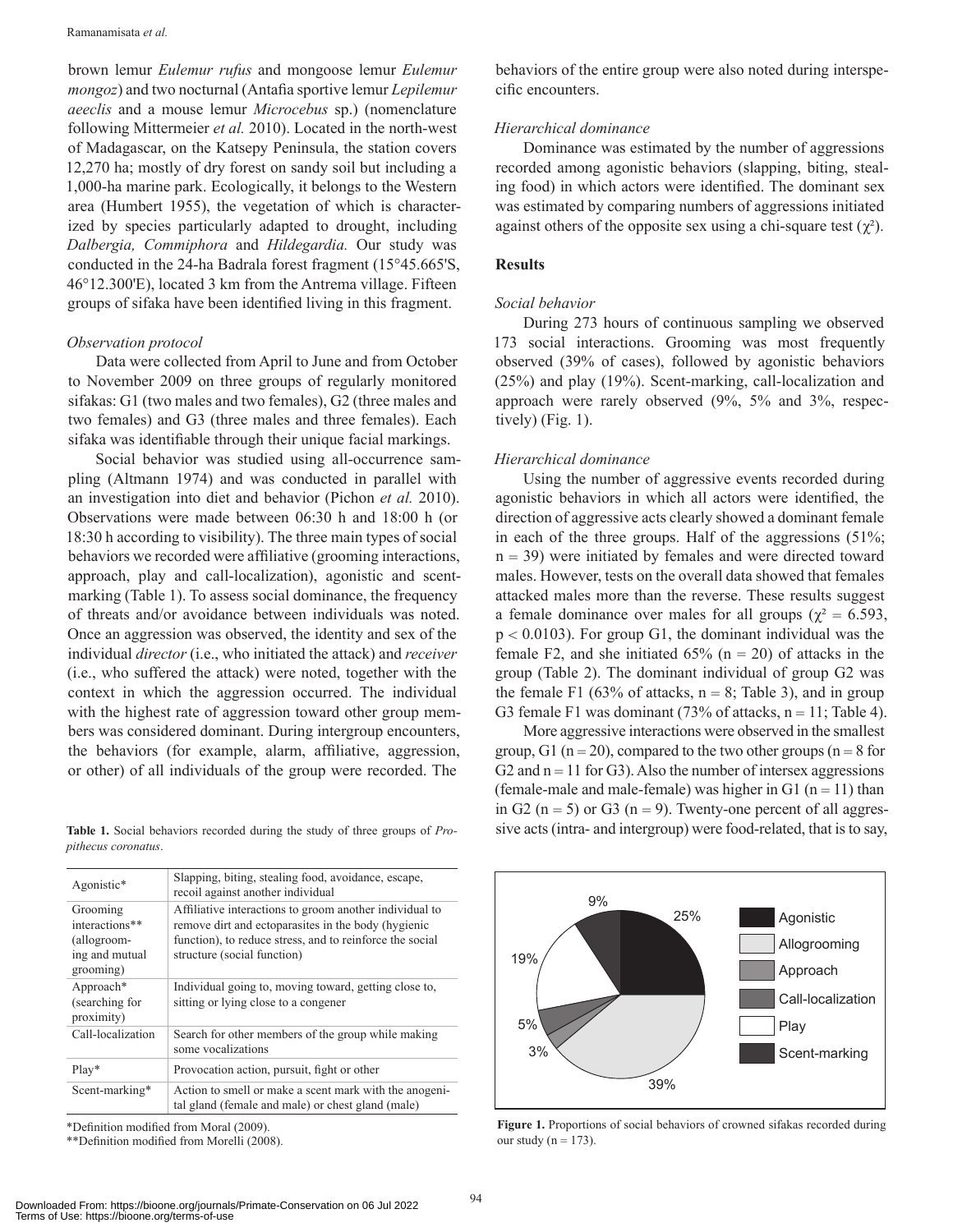brown lemur *Eulemur rufus* and mongoose lemur *Eulemur mongoz*) and two nocturnal (Antafia sportive lemur *Lepilemur aeeclis* and a mouse lemur *Microcebus* sp.) (nomenclature following Mittermeier *et al.* 2010). Located in the north-west of Madagascar, on the Katsepy Peninsula, the station covers 12,270 ha; mostly of dry forest on sandy soil but including a 1,000-ha marine park. Ecologically, it belongs to the Western area (Humbert 1955), the vegetation of which is characterized by species particularly adapted to drought, including *Dalbergia, Commiphora* and *Hildegardia.* Our study was conducted in the 24-ha Badrala forest fragment (15°45.665'S, 46°12.300'E), located 3 km from the Antrema village. Fifteen groups of sifaka have been identified living in this fragment.

### *Observation protocol*

Data were collected from April to June and from October to November 2009 on three groups of regularly monitored sifakas: G1 (two males and two females), G2 (three males and two females) and G3 (three males and three females). Each sifaka was identifiable through their unique facial markings.

Social behavior was studied using all-occurrence sampling (Altmann 1974) and was conducted in parallel with an investigation into diet and behavior (Pichon *et al.* 2010). Observations were made between 06:30 h and 18:00 h (or 18:30 h according to visibility). The three main types of social behaviors we recorded were affiliative (grooming interactions, approach, play and call-localization), agonistic and scent-marking (Table 1). To assess social dominance, the frequency of threats and/or avoidance between individuals was noted. Once an aggression was observed, the identity and sex of the individual *director* (i.e., who initiated the attack) and *receiver* (i.e., who suffered the attack) were noted, together with the context in which the aggression occurred. The individual with the highest rate of aggression toward other group members was considered dominant. During intergroup encounters, the behaviors (for example, alarm, affiliative, aggression, or other) of all individuals of the group were recorded. The behaviors of the entire group were also noted during interspecific encounters.

**Table 1.** Social behaviors recorded during the study of three groups of *Propithecus coronatus*.

| | |
|---|---|
| Agonistic* | Slapping, biting, stealing food, avoidance, escape, recoil against another individual |
| Grooming interactions** (allogrooming and mutual grooming) | Affiliative interactions to groom another individual to remove dirt and ectoparasites in the body (hygienic function), to reduce stress, and to reinforce the social structure (social function) |
| Approach* (searching for proximity) | Individual going to, moving toward, getting close to, sitting or lying close to a congener |
| Call-localization | Search for other members of the group while making some vocalizations |
| Play* | Provocation action, pursuit, fight or other |
| Scent-marking* | Action to smell or make a scent mark with the anogenital gland (female and male) or chest gland (male) |

*Definition modified from Moral (2009).

**Definition modified from Morelli (2008).

### *Hierarchical dominance*

Dominance was estimated by the number of aggressions recorded among agonistic behaviors (slapping, biting, stealing food) in which actors were identified. The dominant sex was estimated by comparing numbers of aggressions initiated against others of the opposite sex using a chi-square test ($\chi^2$).

## Results

### *Social behavior*

During 273 hours of continuous sampling we observed 173 social interactions. Grooming was most frequently observed (39% of cases), followed by agonistic behaviors (25%) and play (19%). Scent-marking, call-localization and approach were rarely observed (9%, 5% and 3%, respectively) (Fig. 1).

### *Hierarchical dominance*

Using the number of aggressive events recorded during agonistic behaviors in which all actors were identified, the direction of aggressive acts clearly showed a dominant female in each of the three groups. Half of the aggressions (51%; n = 39) were initiated by females and were directed toward males. However, tests on the overall data showed that females attacked males more than the reverse. These results suggest a female dominance over males for all groups ($\chi^2 = 6.593$, $p < 0.0103$). For group G1, the dominant individual was the female F2, and she initiated 65% (n = 20) of attacks in the group (Table 2). The dominant individual of group G2 was the female F1 (63% of attacks, n = 8; Table 3), and in group G3 female F1 was dominant (73% of attacks, n = 11; Table 4).

More aggressive interactions were observed in the smallest group, G1 (n = 20), compared to the two other groups (n = 8 for G2 and n = 11 for G3). Also the number of intersex aggressions (female-male and male-female) was higher in G1 (n = 11) than in G2 (n = 5) or G3 (n = 9). Twenty-one percent of all aggressive acts (intra- and intergroup) were food-related, that is to say,

**Figure 1.** Proportions of social behaviors of crowned sifakas recorded during our study (n = 173).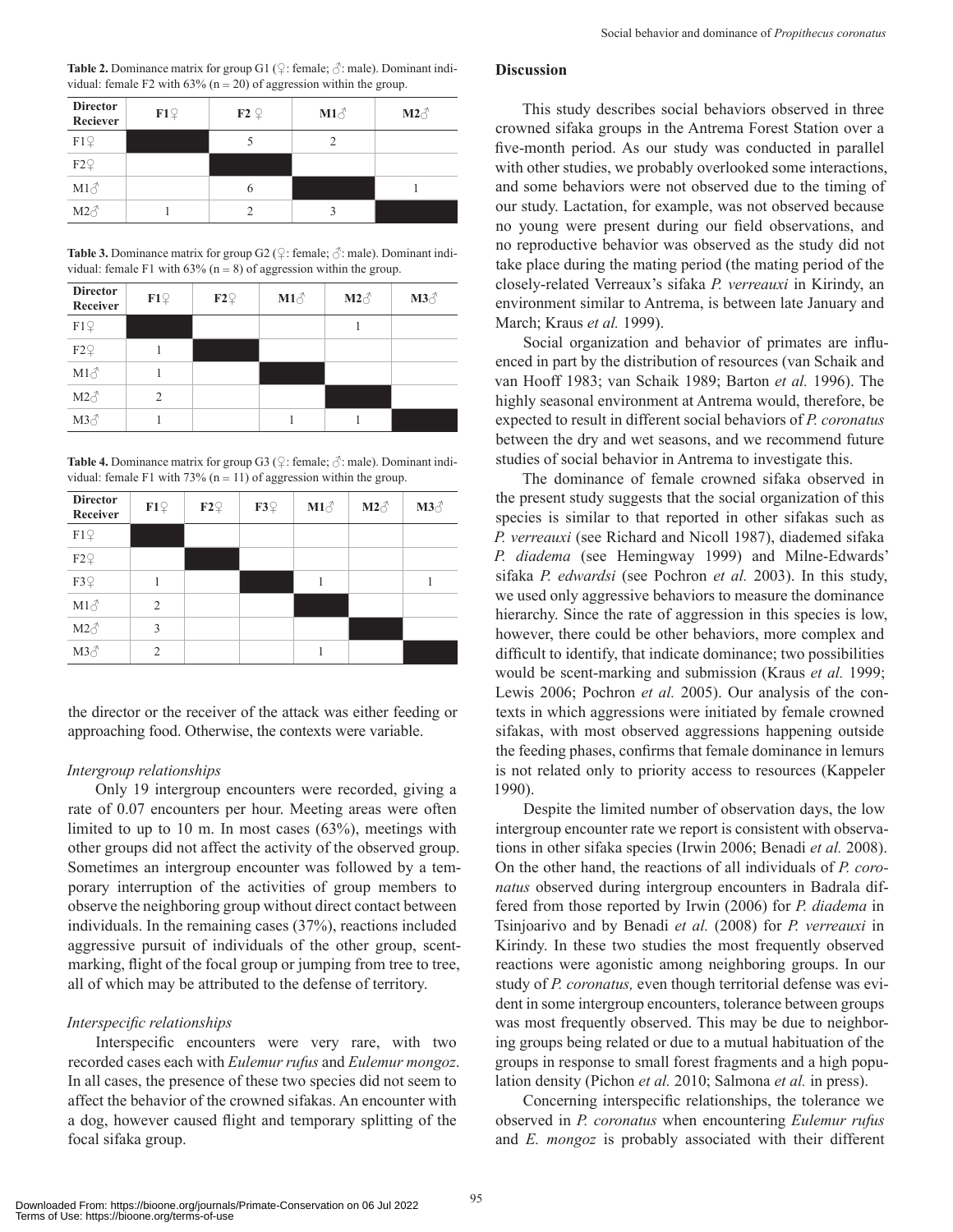**Table 2.** Dominance matrix for group G1 (♀: female; ♂: male). Dominant individual: female F2 with 63% (n = 20) of aggression within the group.

| Director / Reciever | F1♀ | F2 ♀ | M1♂ | M2♂ |
|---|---|---|---|---|
| F1♀ | | 5 | 2 | |
| F2♀ | | | | |
| M1♂ | | 6 | | 1 |
| M2♂ | 1 | 2 | 3 | |

**Table 3.** Dominance matrix for group G2 (♀: female; ♂: male). Dominant individual: female F1 with 63% (n = 8) of aggression within the group.

| Director / Receiver | F1♀ | F2♀ | M1♂ | M2♂ | M3♂ |
|---|---|---|---|---|---|
| F1♀ | | | | 1 | |
| F2♀ | 1 | | | | |
| M1♂ | 1 | | | | |
| M2♂ | 2 | | | | |
| M3♂ | 1 | | 1 | 1 | |

**Table 4.** Dominance matrix for group G3 (♀: female; ♂: male). Dominant individual: female F1 with 73% (n = 11) of aggression within the group.

| Director / Receiver | F1♀ | F2♀ | F3♀ | M1♂ | M2♂ | M3♂ |
|---|---|---|---|---|---|---|
| F1♀ | | | | | | |
| F2♀ | | | | | | |
| F3♀ | 1 | | | 1 | | 1 |
| M1♂ | 2 | | | | | |
| M2♂ | 3 | | | | | |
| M3♂ | 2 | | | 1 | | |

the director or the receiver of the attack was either feeding or approaching food. Otherwise, the contexts were variable.

*Intergroup relationships*

Only 19 intergroup encounters were recorded, giving a rate of 0.07 encounters per hour. Meeting areas were often limited to up to 10 m. In most cases (63%), meetings with other groups did not affect the activity of the observed group. Sometimes an intergroup encounter was followed by a temporary interruption of the activities of group members to observe the neighboring group without direct contact between individuals. In the remaining cases (37%), reactions included aggressive pursuit of individuals of the other group, scent-marking, flight of the focal group or jumping from tree to tree, all of which may be attributed to the defense of territory.

*Interspecific relationships*

Interspecific encounters were very rare, with two recorded cases each with *Eulemur rufus* and *Eulemur mongoz*. In all cases, the presence of these two species did not seem to affect the behavior of the crowned sifakas. An encounter with a dog, however caused flight and temporary splitting of the focal sifaka group.

## Discussion

This study describes social behaviors observed in three crowned sifaka groups in the Antrema Forest Station over a five-month period. As our study was conducted in parallel with other studies, we probably overlooked some interactions, and some behaviors were not observed due to the timing of our study. Lactation, for example, was not observed because no young were present during our field observations, and no reproductive behavior was observed as the study did not take place during the mating period (the mating period of the closely-related Verreaux's sifaka *P. verreauxi* in Kirindy, an environment similar to Antrema, is between late January and March; Kraus *et al.* 1999).

Social organization and behavior of primates are influenced in part by the distribution of resources (van Schaik and van Hooff 1983; van Schaik 1989; Barton *et al.* 1996). The highly seasonal environment at Antrema would, therefore, be expected to result in different social behaviors of *P. coronatus* between the dry and wet seasons, and we recommend future studies of social behavior in Antrema to investigate this.

The dominance of female crowned sifaka observed in the present study suggests that the social organization of this species is similar to that reported in other sifakas such as *P. verreauxi* (see Richard and Nicoll 1987), diademed sifaka *P. diadema* (see Hemingway 1999) and Milne-Edwards' sifaka *P. edwardsi* (see Pochron *et al.* 2003). In this study, we used only aggressive behaviors to measure the dominance hierarchy. Since the rate of aggression in this species is low, however, there could be other behaviors, more complex and difficult to identify, that indicate dominance; two possibilities would be scent-marking and submission (Kraus *et al.* 1999; Lewis 2006; Pochron *et al.* 2005). Our analysis of the contexts in which aggressions were initiated by female crowned sifakas, with most observed aggressions happening outside the feeding phases, confirms that female dominance in lemurs is not related only to priority access to resources (Kappeler 1990).

Despite the limited number of observation days, the low intergroup encounter rate we report is consistent with observations in other sifaka species (Irwin 2006; Benadi *et al.* 2008). On the other hand, the reactions of all individuals of *P. coronatus* observed during intergroup encounters in Badrala differed from those reported by Irwin (2006) for *P. diadema* in Tsinjoarivo and by Benadi *et al.* (2008) for *P. verreauxi* in Kirindy. In these two studies the most frequently observed reactions were agonistic among neighboring groups. In our study of *P. coronatus,* even though territorial defense was evident in some intergroup encounters, tolerance between groups was most frequently observed. This may be due to neighboring groups being related or due to a mutual habituation of the groups in response to small forest fragments and a high population density (Pichon *et al.* 2010; Salmona *et al.* in press).

Concerning interspecific relationships, the tolerance we observed in *P. coronatus* when encountering *Eulemur rufus* and *E. mongoz* is probably associated with their different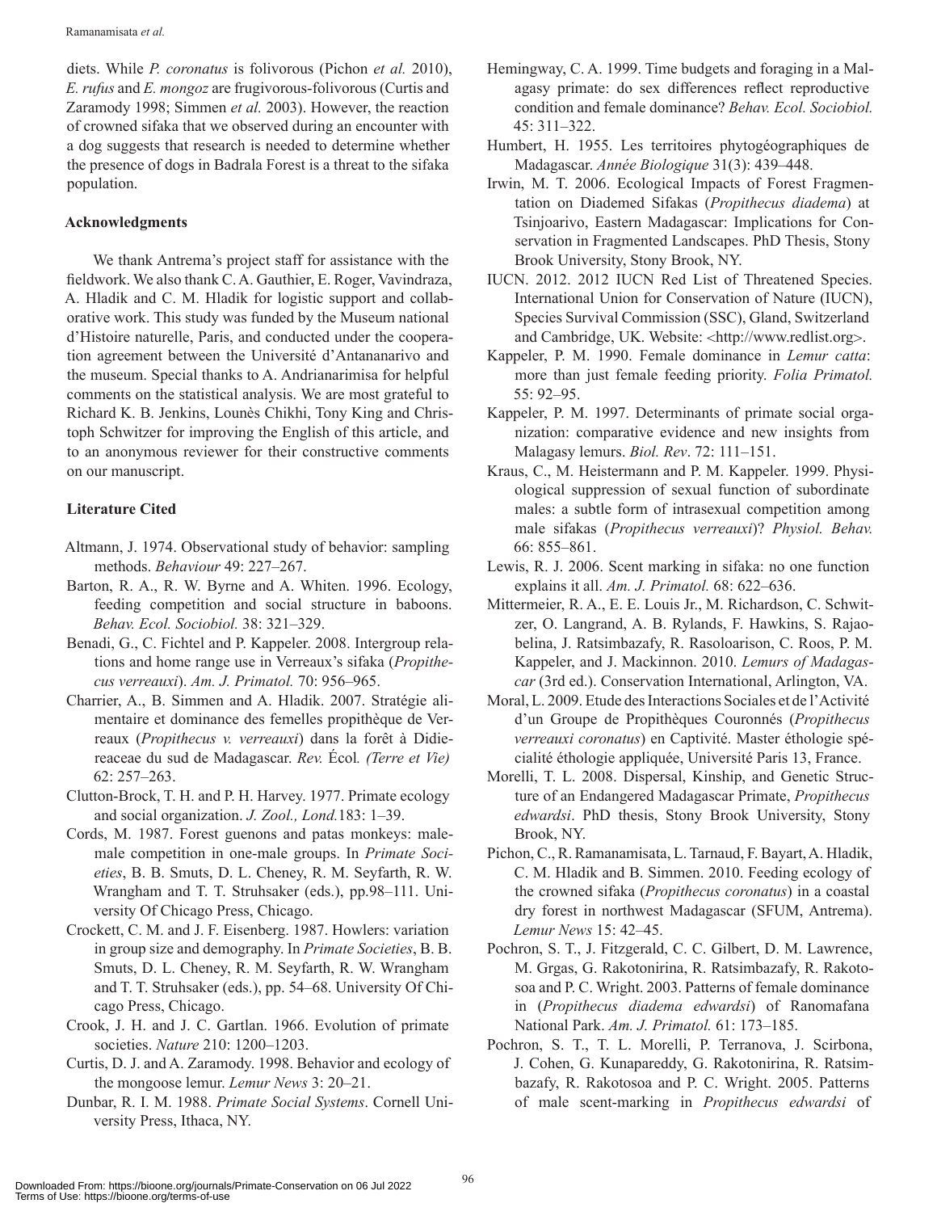diets. While *P. coronatus* is folivorous (Pichon *et al.* 2010), *E. rufus* and *E. mongoz* are frugivorous-folivorous (Curtis and Zaramody 1998; Simmen *et al.* 2003). However, the reaction of crowned sifaka that we observed during an encounter with a dog suggests that research is needed to determine whether the presence of dogs in Badrala Forest is a threat to the sifaka population.

## Acknowledgments

We thank Antrema's project staff for assistance with the fieldwork. We also thank C. A. Gauthier, E. Roger, Vavindraza, A. Hladik and C. M. Hladik for logistic support and collaborative work. This study was funded by the Museum national d'Histoire naturelle, Paris, and conducted under the cooperation agreement between the Université d'Antananarivo and the museum. Special thanks to A. Andrianarimisa for helpful comments on the statistical analysis. We are most grateful to Richard K. B. Jenkins, Lounès Chikhi, Tony King and Christoph Schwitzer for improving the English of this article, and to an anonymous reviewer for their constructive comments on our manuscript.

## Literature Cited

Altmann, J. 1974. Observational study of behavior: sampling methods. *Behaviour* 49: 227–267.

Barton, R. A., R. W. Byrne and A. Whiten. 1996. Ecology, feeding competition and social structure in baboons. *Behav. Ecol. Sociobiol.* 38: 321–329.

Benadi, G., C. Fichtel and P. Kappeler. 2008. Intergroup relations and home range use in Verreaux's sifaka (*Propithecus verreauxi*). *Am. J. Primatol.* 70: 956–965.

Charrier, A., B. Simmen and A. Hladik. 2007. Stratégie alimentaire et dominance des femelles propithèque de Verreaux (*Propithecus v. verreauxi*) dans la forêt à Didiereaceae du sud de Madagascar. *Rev. Écol. (Terre et Vie)* 62: 257–263.

Clutton-Brock, T. H. and P. H. Harvey. 1977. Primate ecology and social organization. *J. Zool., Lond.*183: 1–39.

Cords, M. 1987. Forest guenons and patas monkeys: male-male competition in one-male groups. In *Primate Societies*, B. B. Smuts, D. L. Cheney, R. M. Seyfarth, R. W. Wrangham and T. T. Struhsaker (eds.), pp.98–111. University Of Chicago Press, Chicago.

Crockett, C. M. and J. F. Eisenberg. 1987. Howlers: variation in group size and demography. In *Primate Societies*, B. B. Smuts, D. L. Cheney, R. M. Seyfarth, R. W. Wrangham and T. T. Struhsaker (eds.), pp. 54–68. University Of Chicago Press, Chicago.

Crook, J. H. and J. C. Gartlan. 1966. Evolution of primate societies. *Nature* 210: 1200–1203.

Curtis, D. J. and A. Zaramody. 1998. Behavior and ecology of the mongoose lemur. *Lemur News* 3: 20–21.

Dunbar, R. I. M. 1988. *Primate Social Systems*. Cornell University Press, Ithaca, NY.

Hemingway, C. A. 1999. Time budgets and foraging in a Malagasy primate: do sex differences reflect reproductive condition and female dominance? *Behav. Ecol. Sociobiol.* 45: 311–322.

Humbert, H. 1955. Les territoires phytogéographiques de Madagascar. *Année Biologique* 31(3): 439–448.

Irwin, M. T. 2006. Ecological Impacts of Forest Fragmentation on Diademed Sifakas (*Propithecus diadema*) at Tsinjoarivo, Eastern Madagascar: Implications for Conservation in Fragmented Landscapes. PhD Thesis, Stony Brook University, Stony Brook, NY.

IUCN. 2012. 2012 IUCN Red List of Threatened Species. International Union for Conservation of Nature (IUCN), Species Survival Commission (SSC), Gland, Switzerland and Cambridge, UK. Website: <http://www.redlist.org>.

Kappeler, P. M. 1990. Female dominance in *Lemur catta*: more than just female feeding priority. *Folia Primatol.* 55: 92–95.

Kappeler, P. M. 1997. Determinants of primate social organization: comparative evidence and new insights from Malagasy lemurs. *Biol. Rev*. 72: 111–151.

Kraus, C., M. Heistermann and P. M. Kappeler. 1999. Physiological suppression of sexual function of subordinate males: a subtle form of intrasexual competition among male sifakas (*Propithecus verreauxi*)? *Physiol. Behav.* 66: 855–861.

Lewis, R. J. 2006. Scent marking in sifaka: no one function explains it all. *Am. J. Primatol.* 68: 622–636.

Mittermeier, R. A., E. E. Louis Jr., M. Richardson, C. Schwitzer, O. Langrand, A. B. Rylands, F. Hawkins, S. Rajaobelina, J. Ratsimbazafy, R. Rasoloarison, C. Roos, P. M. Kappeler, and J. Mackinnon. 2010. *Lemurs of Madagascar* (3rd ed.). Conservation International, Arlington, VA.

Moral, L. 2009. Etude des Interactions Sociales et de l'Activité d'un Groupe de Propithèques Couronnés (*Propithecus verreauxi coronatus*) en Captivité. Master éthologie spécialité éthologie appliquée, Université Paris 13, France.

Morelli, T. L. 2008. Dispersal, Kinship, and Genetic Structure of an Endangered Madagascar Primate, *Propithecus edwardsi*. PhD thesis, Stony Brook University, Stony Brook, NY.

Pichon, C., R. Ramanamisata, L. Tarnaud, F. Bayart, A. Hladik, C. M. Hladik and B. Simmen. 2010. Feeding ecology of the crowned sifaka (*Propithecus coronatus*) in a coastal dry forest in northwest Madagascar (SFUM, Antrema). *Lemur News* 15: 42–45.

Pochron, S. T., J. Fitzgerald, C. C. Gilbert, D. M. Lawrence, M. Grgas, G. Rakotonirina, R. Ratsimbazafy, R. Rakotosoa and P. C. Wright. 2003. Patterns of female dominance in (*Propithecus diadema edwardsi*) of Ranomafana National Park. *Am. J. Primatol.* 61: 173–185.

Pochron, S. T., T. L. Morelli, P. Terranova, J. Scirbona, J. Cohen, G. Kunapareddy, G. Rakotonirina, R. Ratsimbazafy, R. Rakotosoa and P. C. Wright. 2005. Patterns of male scent-marking in *Propithecus edwardsi* of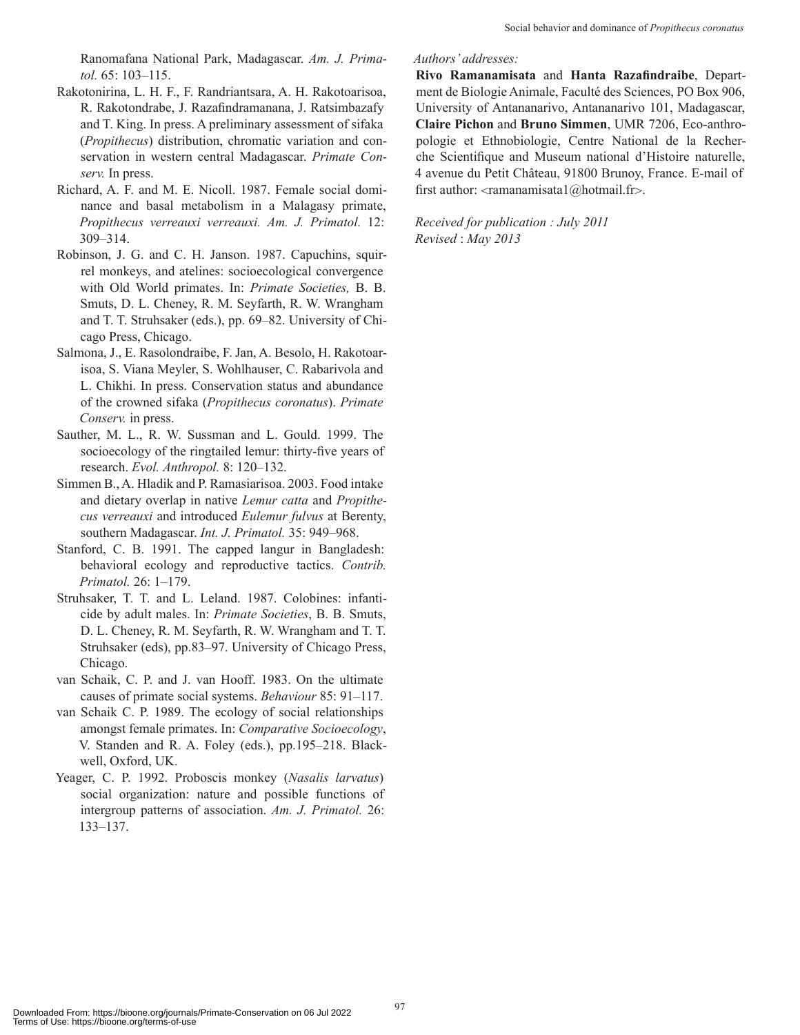Ranomafana National Park, Madagascar. *Am. J. Primatol.* 65: 103–115.

Rakotonirina, L. H. F., F. Randriantsara, A. H. Rakotoarisoa, R. Rakotondrabe, J. Razafindramanana, J. Ratsimbazafy and T. King. In press. A preliminary assessment of sifaka (*Propithecus*) distribution, chromatic variation and conservation in western central Madagascar. *Primate Conserv.* In press.

Richard, A. F. and M. E. Nicoll. 1987. Female social dominance and basal metabolism in a Malagasy primate, *Propithecus verreauxi verreauxi. Am. J. Primatol.* 12: 309–314.

Robinson, J. G. and C. H. Janson. 1987. Capuchins, squirrel monkeys, and atelines: socioecological convergence with Old World primates. In: *Primate Societies,* B. B. Smuts, D. L. Cheney, R. M. Seyfarth, R. W. Wrangham and T. T. Struhsaker (eds.), pp. 69–82. University of Chicago Press, Chicago.

Salmona, J., E. Rasolondraibe, F. Jan, A. Besolo, H. Rakotoarisoa, S. Viana Meyler, S. Wohlhauser, C. Rabarivola and L. Chikhi. In press. Conservation status and abundance of the crowned sifaka (*Propithecus coronatus*). *Primate Conserv.* in press.

Sauther, M. L., R. W. Sussman and L. Gould. 1999. The socioecology of the ringtailed lemur: thirty-five years of research. *Evol. Anthropol.* 8: 120–132.

Simmen B., A. Hladik and P. Ramasiarisoa. 2003. Food intake and dietary overlap in native *Lemur catta* and *Propithecus verreauxi* and introduced *Eulemur fulvus* at Berenty, southern Madagascar. *Int. J. Primatol.* 35: 949–968.

Stanford, C. B. 1991. The capped langur in Bangladesh: behavioral ecology and reproductive tactics. *Contrib. Primatol.* 26: 1–179.

Struhsaker, T. T. and L. Leland. 1987. Colobines: infanticide by adult males. In: *Primate Societies*, B. B. Smuts, D. L. Cheney, R. M. Seyfarth, R. W. Wrangham and T. T. Struhsaker (eds), pp.83–97. University of Chicago Press, Chicago.

van Schaik, C. P. and J. van Hooff. 1983. On the ultimate causes of primate social systems. *Behaviour* 85: 91–117.

van Schaik C. P. 1989. The ecology of social relationships amongst female primates. In: *Comparative Socioecology*, V. Standen and R. A. Foley (eds.), pp.195–218. Blackwell, Oxford, UK.

Yeager, C. P. 1992. Proboscis monkey (*Nasalis larvatus*) social organization: nature and possible functions of intergroup patterns of association. *Am. J. Primatol.* 26: 133–137.

*Authors' addresses:*

**Rivo Ramanamisata** and **Hanta Razafindraibe**, Department de Biologie Animale, Faculté des Sciences, PO Box 906, University of Antananarivo, Antananarivo 101, Madagascar, **Claire Pichon** and **Bruno Simmen**, UMR 7206, Eco-anthropologie et Ethnobiologie, Centre National de la Recherche Scientifique and Museum national d'Histoire naturelle, 4 avenue du Petit Château, 91800 Brunoy, France. E-mail of first author: <ramanamisata1@hotmail.fr>.

*Received for publication : July 2011*
*Revised* : *May 2013*